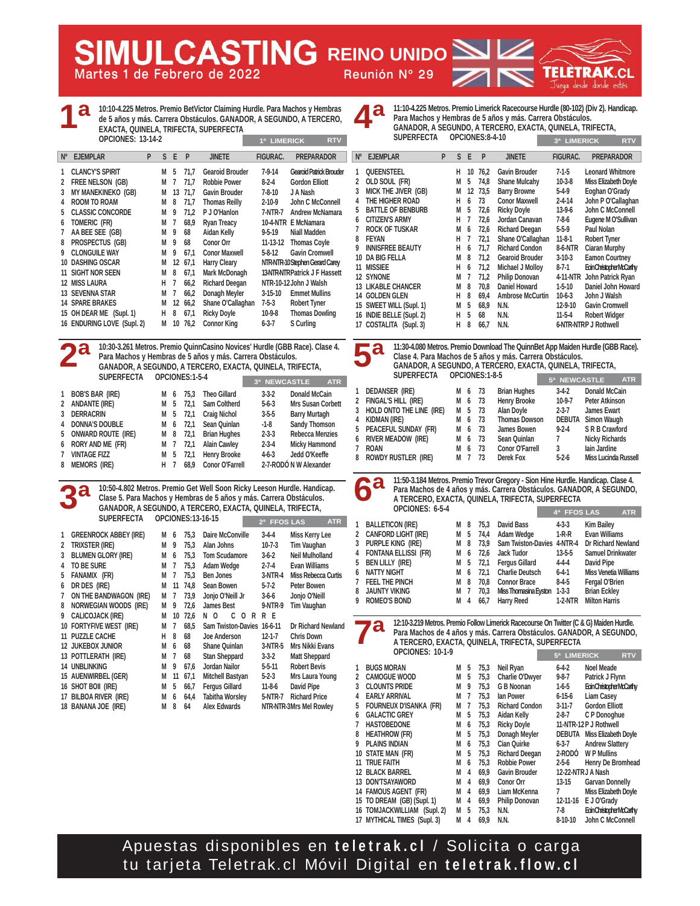# SIMULCASTING REINO UNIDO

Martes 1 de Febrero de 2022 — Reunión Nº 29

TELETRAK.CL — Juega desde donde estés

## 1ª

10:10-4.225 Metros. Premio BetVictor Claiming Hurdle. Para Machos y Hembras de 5 años y más. Carrera Obstáculos. GANADOR, A SEGUNDO, A TERCERO, EXACTA, QUINELA, TRIFECTA, SUPERFECTA

OPCIONES: 13-14-2

1ª LIMERICK — RTV

| Nº | EJEMPLAR | P | S | E | P | JINETE | FIGURAC. | PREPARADOR |
|---|---|---|---|---|---|---|---|---|
| 1 | CLANCY'S SPIRIT | | M | 5 | 71,7 | Gearoid Brouder | 7-9-14 | Gearoid Patrick Brouder |
| 2 | FREE NELSON (GB) | | M | 7 | 71,7 | Robbie Power | 8-2-4 | Gordon Elliott |
| 3 | MY MANEKINEKO (GB) | | M | 13 | 71,7 | Gavin Brouder | 7-8-10 | J A Nash |
| 4 | ROOM TO ROAM | | M | 8 | 71,7 | Thomas Reilly | 2-10-9 | John C McConnell |
| 5 | CLASSIC CONCORDE | | M | 9 | 71,2 | P J O'Hanlon | 7-NTR-7 | Andrew McNamara |
| 6 | TOMERIC (FR) | | M | 7 | 68,9 | Ryan Treacy | 10-4-NTR | E McNamara |
| 7 | AA BEE SEE (GB) | | M | 9 | 68 | Aidan Kelly | 9-5-19 | Niall Madden |
| 8 | PROSPECTUS (GB) | | M | 9 | 68 | Conor Orr | 11-13-12 | Thomas Coyle |
| 9 | CLONGUILE WAY | | M | 9 | 67,1 | Conor Maxwell | 5-8-12 | Gavin Cromwell |
| 10 | DASHING OSCAR | | M | 12 | 67,1 | Harry Cleary | NTR-NTR-10 | Stephen Gerard Carey |
| 11 | SIGHT NOR SEEN | | M | 8 | 67,1 | Mark McDonagh | 13-NTR-NTR | Patrick J F Hassett |
| 12 | MISS LAURA | | H | 7 | 66,2 | Richard Deegan | NTR-10-12 | John J Walsh |
| 13 | SEVENNA STAR | | M | 7 | 66,2 | Donagh Meyler | 3-15-10 | Emmet Mullins |
| 14 | SPARE BRAKES | | M | 12 | 66,2 | Shane O'Callaghan | 7-5-3 | Robert Tyner |
| 15 | OH DEAR ME (Supl. 1) | | H | 8 | 67,1 | Ricky Doyle | 10-9-8 | Thomas Dowling |
| 16 | ENDURING LOVE (Supl. 2) | | M | 10 | 76,2 | Connor King | 6-3-7 | S Curling |

## 2ª

10:30-3.261 Metros. Premio QuinnCasino Novices' Hurdle (GBB Race). Clase 4. Para Machos y Hembras de 5 años y más. Carrera Obstáculos. GANADOR, A SEGUNDO, A TERCERO, EXACTA, QUINELA, TRIFECTA, SUPERFECTA

OPCIONES:1-5-4

3ª NEWCASTLE — ATR

| Nº | EJEMPLAR | S | E | P | JINETE | FIGURAC. | PREPARADOR |
|---|---|---|---|---|---|---|---|
| 1 | BOB'S BAR (IRE) | M | 6 | 75,3 | Theo Gillard | 3-3-2 | Donald McCain |
| 2 | ANDANTE (IRE) | M | 5 | 72,1 | Sam Coltherd | 5-6-3 | Mrs Susan Corbett |
| 3 | DERRACRIN | M | 5 | 72,1 | Craig Nichol | 3-5-5 | Barry Murtagh |
| 4 | DONNA'S DOUBLE | M | 6 | 72,1 | Sean Quinlan | -1-8 | Sandy Thomson |
| 5 | ONWARD ROUTE (IRE) | M | 8 | 72,1 | Brian Hughes | 2-3-3 | Rebecca Menzies |
| 6 | RORY AND ME (FR) | M | 7 | 72,1 | Alain Cawley | 2-3-4 | Micky Hammond |
| 7 | VINTAGE FIZZ | M | 5 | 72,1 | Henry Brooke | 4-6-3 | Jedd O'Keeffe |
| 8 | MEMORS (IRE) | H | 7 | 68,9 | Conor O'Farrell | 2-7-RODÓ | N W Alexander |

## 3ª

10:50-4.802 Metros. Premio Get Well Soon Ricky Leeson Hurdle. Handicap. Clase 5. Para Machos y Hembras de 5 años y más. Carrera Obstáculos. GANADOR, A SEGUNDO, A TERCERO, EXACTA, QUINELA, TRIFECTA, SUPERFECTA

OPCIONES:13-16-15

2ª FFOS LAS — ATR

| Nº | EJEMPLAR | S | E | P | JINETE | FIGURAC. | PREPARADOR |
|---|---|---|---|---|---|---|---|
| 1 | GREENROCK ABBEY (IRE) | M | 6 | 75,3 | Daire McConville | 3-4-4 | Miss Kerry Lee |
| 2 | TRIXSTER (IRE) | M | 9 | 75,3 | Alan Johns | 10-7-3 | Tim Vaughan |
| 3 | BLUMEN GLORY (IRE) | M | 6 | 75,3 | Tom Scudamore | 3-6-2 | Neil Mulholland |
| 4 | TO BE SURE | M | 7 | 75,3 | Adam Wedge | 2-7-4 | Evan Williams |
| 5 | FANAMIX (FR) | M | 7 | 75,3 | Ben Jones | 3-NTR-4 | Miss Rebecca Curtis |
| 6 | DR DES (IRE) | M | 11 | 74,8 | Sean Bowen | 5-7-2 | Peter Bowen |
| 7 | ON THE BANDWAGON (IRE) | M | 7 | 73,9 | Jonjo O'Neill Jr | 3-6-6 | Jonjo O'Neill |
| 8 | NORWEGIAN WOODS (IRE) | M | 9 | 72,6 | James Best | 9-NTR-9 | Tim Vaughan |
| 9 | CALICOJACK (IRE) | M | 10 | 72,6 | N O C O R R E | | |
| 10 | FORTYFIVE WEST (IRE) | M | 7 | 68,5 | Sam Twiston-Davies | 16-6-11 | Dr Richard Newland |
| 11 | PUZZLE CACHE | H | 8 | 68 | Joe Anderson | 12-1-7 | Chris Down |
| 12 | JUKEBOX JUNIOR | M | 6 | 68 | Shane Quinlan | 3-NTR-5 | Mrs Nikki Evans |
| 13 | POTTLERATH (IRE) | M | 7 | 68 | Stan Sheppard | 3-3-2 | Matt Sheppard |
| 14 | UNBLINKING | M | 9 | 67,6 | Jordan Nailor | 5-5-11 | Robert Bevis |
| 15 | AUENWIRBEL (GER) | M | 11 | 67,1 | Mitchell Bastyan | 5-2-3 | Mrs Laura Young |
| 16 | SHOT BOII (IRE) | M | 5 | 66,7 | Fergus Gillard | 11-8-6 | David Pipe |
| 17 | BILBOA RIVER (IRE) | M | 6 | 64,4 | Tabitha Worsley | 5-NTR-7 | Richard Price |
| 18 | BANANA JOE (IRE) | M | 8 | 64 | Alex Edwards | NTR-NTR-3 | Mrs Mel Rowley |

## 4ª

11:10-4.225 Metros. Premio Limerick Racecourse Hurdle (80-102) (Div 2). Handicap. Para Machos y Hembras de 5 años y más. Carrera Obstáculos. GANADOR, A SEGUNDO, A TERCERO, EXACTA, QUINELA, TRIFECTA, SUPERFECTA

OPCIONES:8-4-10

3ª LIMERICK — RTV

| Nº | EJEMPLAR | P | S | E | P | JINETE | FIGURAC. | PREPARADOR |
|---|---|---|---|---|---|---|---|---|
| 1 | QUEENSTEEL | | H | 10 | 76,2 | Gavin Brouder | 7-1-5 | Leonard Whitmore |
| 2 | OLD SOUL (FR) | | M | 5 | 74,8 | Shane Mulcahy | 10-3-8 | Miss Elizabeth Doyle |
| 3 | MICK THE JIVER (GB) | | M | 12 | 73,5 | Barry Browne | 5-4-9 | Eoghan O'Grady |
| 4 | THE HIGHER ROAD | | H | 6 | 73 | Conor Maxwell | 2-4-14 | John P O'Callaghan |
| 5 | BATTLE OF BENBURB | | M | 5 | 72,6 | Ricky Doyle | 13-9-6 | John C McConnell |
| 6 | CITIZEN'S ARMY | | H | 7 | 72,6 | Jordan Canavan | 7-8-6 | Eugene M O'Sullivan |
| 7 | ROCK OF TUSKAR | | M | 6 | 72,6 | Richard Deegan | 5-5-9 | Paul Nolan |
| 8 | FEYAN | | H | 7 | 72,1 | Shane O'Callaghan | 11-8-1 | Robert Tyner |
| 9 | INNISFREE BEAUTY | | H | 6 | 71,7 | Richard Condon | 8-6-NTR | Ciaran Murphy |
| 10 | DA BIG FELLA | | M | 8 | 71,2 | Gearoid Brouder | 3-10-3 | Eamon Courtney |
| 11 | MISSIEE | | H | 6 | 71,2 | Michael J Molloy | 8-7-1 | Eoin Christopher McCarthy |
| 12 | SYNONE | | M | 7 | 71,2 | Philip Donovan | 4-11-NTR | John Patrick Ryan |
| 13 | LIKABLE CHANCER | | M | 8 | 70,8 | Daniel Howard | 1-5-10 | Daniel John Howard |
| 14 | GOLDEN GLEN | | H | 8 | 69,4 | Ambrose McCurtin | 10-6-3 | John J Walsh |
| 15 | SWEET WILL (Supl. 1) | | M | 5 | 68,9 | N.N. | 12-9-10 | Gavin Cromwell |
| 16 | INDIE BELLE (Supl. 2) | | H | 5 | 68 | N.N. | 11-5-4 | Robert Widger |
| 17 | COSTALITA (Supl. 3) | | H | 8 | 66,7 | N.N. | 6-NTR-NTR | P J Rothwell |

## 5ª

11:30-4.080 Metros. Premio Download The QuinnBet App Maiden Hurdle (GBB Race). Clase 4. Para Machos y Hembras de 5 años y más. Carrera Obstáculos. GANADOR, A SEGUNDO, A TERCERO, EXACTA, QUINELA, TRIFECTA, SUPERFECTA

OPCIONES:1-8-5

5ª NEWCASTLE — ATR

| Nº | EJEMPLAR | S | E | P | JINETE | FIGURAC. | PREPARADOR |
|---|---|---|---|---|---|---|---|
| 1 | DEDANSER (IRE) | M | 6 | 73 | Brian Hughes | 3-4-2 | Donald McCain |
| 2 | FINGAL'S HILL (IRE) | M | 6 | 73 | Henry Brooke | 10-9-7 | Peter Atkinson |
| 3 | HOLD ONTO THE LINE (IRE) | M | 5 | 73 | Alan Doyle | 2-3-7 | James Ewart |
| 4 | KIDMAN (IRE) | M | 6 | 73 | Thomas Dowson | DEBUTA | Simon Waugh |
| 5 | PEACEFUL SUNDAY (FR) | M | 6 | 73 | James Bowen | 9-2-4 | S R B Crawford |
| 6 | RIVER MEADOW (IRE) | M | 6 | 73 | Sean Quinlan | 7 | Nicky Richards |
| 7 | ROAN | M | 6 | 73 | Conor O'Farrell | 3 | Iain Jardine |
| 8 | ROWDY RUSTLER (IRE) | M | 7 | 73 | Derek Fox | 5-2-6 | Miss Lucinda Russell |

## 6ª

11:50-3.184 Metros. Premio Trevor Gregory - Sion Hine Hurdle. Handicap. Clase 4. Para Machos de 4 años y más. Carrera Obstáculos. GANADOR, A SEGUNDO, A TERCERO, EXACTA, QUINELA, TRIFECTA, SUPERFECTA

OPCIONES: 6-5-4

4ª FFOS LAS — ATR

| Nº | EJEMPLAR | S | E | P | JINETE | FIGURAC. | PREPARADOR |
|---|---|---|---|---|---|---|---|
| 1 | BALLETICON (IRE) | M | 8 | 75,3 | David Bass | 4-3-3 | Kim Bailey |
| 2 | CANFORD LIGHT (IRE) | M | 5 | 74,4 | Adam Wedge | 1-R-R | Evan Williams |
| 3 | PURPLE KING (IRE) | M | 8 | 73,9 | Sam Twiston-Davies | 4-NTR-4 | Dr Richard Newland |
| 4 | FONTANA ELLISSI (FR) | M | 6 | 72,6 | Jack Tudor | 13-5-5 | Samuel Drinkwater |
| 5 | BEN LILLY (IRE) | M | 5 | 72,1 | Fergus Gillard | 4-4-4 | David Pipe |
| 6 | NATTY NIGHT | M | 6 | 72,1 | Charlie Deutsch | 6-4-1 | Miss Venetia Williams |
| 7 | FEEL THE PINCH | M | 8 | 70,8 | Connor Brace | 8-4-5 | Fergal O'Brien |
| 8 | JAUNTY VIKING | M | 7 | 70,3 | Miss Thomasina Eyston | 1-3-3 | Brian Eckley |
| 9 | ROMEO'S BOND | M | 4 | 66,7 | Harry Reed | 1-2-NTR | Milton Harris |

## 7ª

12:10-3.219 Metros. Premio Follow Limerick Racecourse On Twitter (C & G) Maiden Hurdle. Para Machos de 4 años y más. Carrera Obstáculos. GANADOR, A SEGUNDO, A TERCERO, EXACTA, QUINELA, TRIFECTA, SUPERFECTA

OPCIONES: 10-1-9

5ª LIMERICK — RTV

| Nº | EJEMPLAR | S | E | P | JINETE | FIGURAC. | PREPARADOR |
|---|---|---|---|---|---|---|---|
| 1 | BUGS MORAN | M | 5 | 75,3 | Neil Ryan | 6-4-2 | Noel Meade |
| 2 | CAMOGUE WOOD | M | 5 | 75,3 | Charlie O'Dwyer | 9-8-7 | Patrick J Flynn |
| 3 | CLOUNTS PRIDE | M | 9 | 75,3 | G B Noonan | 1-6-5 | Eoin Christopher McCarthy |
| 4 | EARLY ARRIVAL | M | 7 | 75,3 | Ian Power | 6-15-6 | Liam Casey |
| 5 | FOURNEUX D'ISANKA (FR) | M | 7 | 75,3 | Richard Condon | 3-11-7 | Gordon Elliott |
| 6 | GALACTIC GREY | M | 5 | 75,3 | Aidan Kelly | 2-8-7 | C P Donoghue |
| 7 | HASTOBEDONE | M | 6 | 75,3 | Ricky Doyle | 11-NTR-12 | P J Rothwell |
| 8 | HEATHROW (FR) | M | 5 | 75,3 | Donagh Meyler | DEBUTA | Miss Elizabeth Doyle |
| 9 | PLAINS INDIAN | M | 6 | 75,3 | Cian Quirke | 6-3-7 | Andrew Slattery |
| 10 | STATE MAN (FR) | M | 5 | 75,3 | Richard Deegan | 2-RODÓ | W P Mullins |
| 11 | TRUE FAITH | M | 6 | 75,3 | Robbie Power | 2-5-6 | Henry De Bromhead |
| 12 | BLACK BARREL | M | 4 | 69,9 | Gavin Brouder | 12-22-NTR | J A Nash |
| 13 | DON'TSAYAWORD | M | 4 | 69,9 | Conor Orr | 13-15 | Garvan Donnelly |
| 14 | FAMOUS AGENT (FR) | M | 4 | 69,9 | Liam McKenna | 7 | Miss Elizabeth Doyle |
| 15 | TO DREAM (GB) (Supl. 1) | M | 4 | 69,9 | Philip Donovan | 12-11-16 | E J O'Grady |
| 16 | TOMJACKWILLIAM (Supl. 2) | M | 5 | 75,3 | N.N. | 7-8 | Eoin Christopher McCarthy |
| 17 | MYTHICAL TIMES (Supl. 3) | M | 4 | 69,9 | N.N. | 8-10-10 | John C McConnell |

Apuestas disponibles en **teletrak.cl** / Solicita o carga tu tarjeta Teletrak.cl Móvil Digital en **teletrak.flow.cl**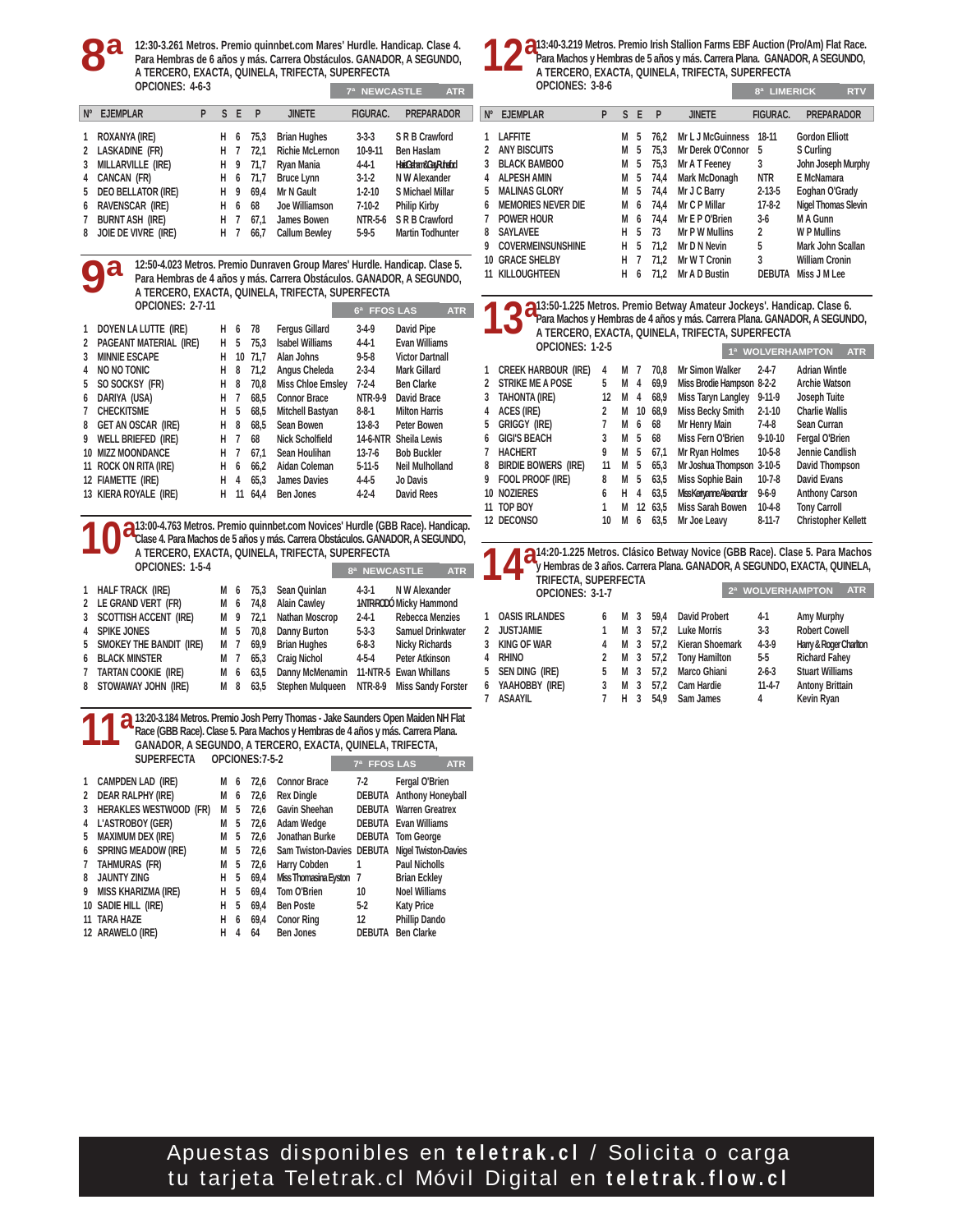## 8ª

12:30-3.261 Metros. Premio quinnbet.com Mares' Hurdle. Handicap. Clase 4. Para Hembras de 6 años y más. Carrera Obstáculos. GANADOR, A SEGUNDO, A TERCERO, EXACTA, QUINELA, TRIFECTA, SUPERFECTA

OPCIONES: 4-6-3

7ª NEWCASTLE ATR

| Nº | EJEMPLAR | P | S | E | P | JINETE | FIGURAC. | PREPARADOR |
|---|---|---|---|---|---|---|---|---|
| 1 | ROXANYA (IRE) | | H | 6 | 75,3 | Brian Hughes | 3-3-3 | S R B Crawford |
| 2 | LASKADINE (FR) | | H | 7 | 72,1 | Richie McLernon | 10-9-11 | Ben Haslam |
| 3 | MILLARVILLE (IRE) | | H | 9 | 71,7 | Ryan Mania | 4-4-1 | HalGraham&GaryRutherford |
| 4 | CANCAN (FR) | | H | 6 | 71,7 | Bruce Lynn | 3-1-2 | N W Alexander |
| 5 | DEO BELLATOR (IRE) | | H | 9 | 69,4 | Mr N Gault | 1-2-10 | S Michael Millar |
| 6 | RAVENSCAR (IRE) | | H | 6 | 68 | Joe Williamson | 7-10-2 | Philip Kirby |
| 7 | BURNT ASH (IRE) | | H | 7 | 67,1 | James Bowen | NTR-5-6 | S R B Crawford |
| 8 | JOIE DE VIVRE (IRE) | | H | 7 | 66,7 | Callum Bewley | 5-9-5 | Martin Todhunter |

## 9ª

12:50-4.023 Metros. Premio Dunraven Group Mares' Hurdle. Handicap. Clase 5. Para Hembras de 4 años y más. Carrera Obstáculos. GANADOR, A SEGUNDO, A TERCERO, EXACTA, QUINELA, TRIFECTA, SUPERFECTA

OPCIONES: 2-7-11

6ª FFOS LAS ATR

| Nº | EJEMPLAR | S | E | P | JINETE | FIGURAC. | PREPARADOR |
|---|---|---|---|---|---|---|---|
| 1 | DOYEN LA LUTTE (IRE) | H | 6 | 78 | Fergus Gillard | 3-4-9 | David Pipe |
| 2 | PAGEANT MATERIAL (IRE) | H | 5 | 75,3 | Isabel Williams | 4-4-1 | Evan Williams |
| 3 | MINNIE ESCAPE | H | 10 | 71,7 | Alan Johns | 9-5-8 | Victor Dartnall |
| 4 | NO NO TONIC | H | 8 | 71,2 | Angus Cheleda | 2-3-4 | Mark Gillard |
| 5 | SO SOCKSY (FR) | H | 8 | 70,8 | Miss Chloe Emsley | 7-2-4 | Ben Clarke |
| 6 | DARIYA (USA) | H | 7 | 68,5 | Connor Brace | NTR-9-9 | David Brace |
| 7 | CHECKITSME | H | 5 | 68,5 | Mitchell Bastyan | 8-8-1 | Milton Harris |
| 8 | GET AN OSCAR (IRE) | H | 8 | 68,5 | Sean Bowen | 13-8-3 | Peter Bowen |
| 9 | WELL BRIEFED (IRE) | H | 7 | 68 | Nick Scholfield | 14-6-NTR | Sheila Lewis |
| 10 | MIZZ MOONDANCE | H | 7 | 67,1 | Sean Houlihan | 13-7-6 | Bob Buckler |
| 11 | ROCK ON RITA (IRE) | H | 6 | 66,2 | Alan Coleman | 5-11-5 | Neil Mulholland |
| 12 | FIAMETTE (IRE) | H | 4 | 65,3 | James Davies | 4-4-5 | Jo Davis |
| 13 | KIERA ROYALE (IRE) | H | 11 | 64,4 | Ben Jones | 4-2-4 | David Rees |

## 10ª

13:00-4.763 Metros. Premio quinnbet.com Novices' Hurdle (GBB Race). Handicap. Clase 4. Para Machos de 5 años y más. Carrera Obstáculos. GANADOR, A SEGUNDO, A TERCERO, EXACTA, QUINELA, TRIFECTA, SUPERFECTA

OPCIONES: 1-5-4

8ª NEWCASTLE ATR

| Nº | EJEMPLAR | S | E | P | JINETE | FIGURAC. | PREPARADOR |
|---|---|---|---|---|---|---|---|
| 1 | HALF TRACK (IRE) | M | 6 | 75,3 | Sean Quinlan | 4-3-1 | N W Alexander |
| 2 | LE GRAND VERT (FR) | M | 6 | 74,8 | Alain Cawley | 1-NTR-RODÓ | Micky Hammond |
| 3 | SCOTTISH ACCENT (IRE) | M | 9 | 72,1 | Nathan Moscrop | 2-4-1 | Rebecca Menzies |
| 4 | SPIKE JONES | M | 5 | 70,8 | Danny Burton | 5-3-3 | Samuel Drinkwater |
| 5 | SMOKEY THE BANDIT (IRE) | M | 7 | 69,9 | Brian Hughes | 6-8-3 | Nicky Richards |
| 6 | BLACK MINSTER | M | 7 | 65,3 | Craig Nichol | 4-5-4 | Peter Atkinson |
| 7 | TARTAN COOKIE (IRE) | M | 6 | 63,5 | Danny McMenamin | 11-NTR-5 | Ewan Whillans |
| 8 | STOWAWAY JOHN (IRE) | M | 8 | 63,5 | Stephen Mulqueen | NTR-8-9 | Miss Sandy Forster |

## 11ª

13:20-3.184 Metros. Premio Josh Perry Thomas - Jake Saunders Open Maiden NH Flat Race (GBB Race). Clase 5. Para Machos y Hembras de 4 años y más. Carrera Plana. GANADOR, A SEGUNDO, A TERCERO, EXACTA, QUINELA, TRIFECTA, SUPERFECTA

OPCIONES:7-5-2

7ª FFOS LAS ATR

| Nº | EJEMPLAR | S | E | P | JINETE | FIGURAC. | PREPARADOR |
|---|---|---|---|---|---|---|---|
| 1 | CAMPDEN LAD (IRE) | M | 6 | 72,6 | Connor Brace | 7-2 | Fergal O'Brien |
| 2 | DEAR RALPHY (IRE) | M | 6 | 72,6 | Rex Dingle | DEBUTA | Anthony Honeyball |
| 3 | HERAKLES WESTWOOD (FR) | M | 5 | 72,6 | Gavin Sheehan | DEBUTA | Warren Greatrex |
| 4 | L'ASTROBOY (GER) | M | 5 | 72,6 | Adam Wedge | DEBUTA | Evan Williams |
| 5 | MAXIMUM DEX (IRE) | M | 5 | 72,6 | Jonathan Burke | DEBUTA | Tom George |
| 6 | SPRING MEADOW (IRE) | M | 5 | 72,6 | Sam Twiston-Davies | DEBUTA | Nigel Twiston-Davies |
| 7 | TAHMURAS (FR) | M | 5 | 72,6 | Harry Cobden | 1 | Paul Nicholls |
| 8 | JAUNTY ZING | H | 5 | 69,4 | Miss Thomasina Eyston | 7 | Brian Eckley |
| 9 | MISS KHARIZMA (IRE) | H | 5 | 69,4 | Tom O'Brien | 10 | Noel Williams |
| 10 | SADIE HILL (IRE) | H | 5 | 69,4 | Ben Poste | 5-2 | Katy Price |
| 11 | TARA HAZE | H | 6 | 69,4 | Conor Ring | 12 | Phillip Dando |
| 12 | ARAWELO (IRE) | H | 4 | 64 | Ben Jones | DEBUTA | Ben Clarke |

## 12ª

13:40-3.219 Metros. Premio Irish Stallion Farms EBF Auction (Pro/Am) Flat Race. Para Machos y Hembras de 5 años y más. Carrera Plana. GANADOR, A SEGUNDO, A TERCERO, EXACTA, QUINELA, TRIFECTA, SUPERFECTA

OPCIONES: 3-8-6

8ª LIMERICK RTV

| Nº | EJEMPLAR | P | S | E | P | JINETE | FIGURAC. | PREPARADOR |
|---|---|---|---|---|---|---|---|---|
| 1 | LAFFITE | | M | 5 | 76,2 | Mr L J McGuinness | 18-11 | Gordon Elliott |
| 2 | ANY BISCUITS | | M | 5 | 75,3 | Mr Derek O'Connor | 5 | S Curling |
| 3 | BLACK BAMBOO | | M | 5 | 75,3 | Mr A T Feeney | 3 | John Joseph Murphy |
| 4 | ALPESH AMIN | | M | 5 | 74,4 | Mark McDonagh | NTR | E McNamara |
| 5 | MALINAS GLORY | | M | 5 | 74,4 | Mr J C Barry | 2-13-5 | Eoghan O'Grady |
| 6 | MEMORIES NEVER DIE | | M | 6 | 74,4 | Mr C P Millar | 17-8-2 | Nigel Thomas Slevin |
| 7 | POWER HOUR | | M | 6 | 74,4 | Mr E P O'Brien | 3-6 | M A Gunn |
| 8 | SAYLAVEE | | H | 5 | 73 | Mr P W Mullins | 2 | W P Mullins |
| 9 | COVERMEINSUNSHINE | | H | 5 | 71,2 | Mr D N Nevin | 5 | Mark John Scallan |
| 10 | GRACE SHELBY | | H | 7 | 71,2 | Mr W T Cronin | 3 | William Cronin |
| 11 | KILLOUGHTEEN | | H | 6 | 71,2 | Mr A D Bustin | DEBUTA | Miss J M Lee |

## 13ª

13:50-1.225 Metros. Premio Betway Amateur Jockeys'. Handicap. Clase 6. Para Machos y Hembras de 4 años y más. Carrera Plana. GANADOR, A SEGUNDO, A TERCERO, EXACTA, QUINELA, TRIFECTA, SUPERFECTA

OPCIONES: 1-2-5

1ª WOLVERHAMPTON ATR

| Nº | EJEMPLAR | P | S | E | P | JINETE | FIGURAC. | PREPARADOR |
|---|---|---|---|---|---|---|---|---|
| 1 | CREEK HARBOUR (IRE) | 4 | M | 7 | 70,8 | Mr Simon Walker | 2-4-7 | Adrian Wintle |
| 2 | STRIKE ME A POSE | 5 | M | 4 | 69,9 | Miss Brodie Hampson | 8-2-2 | Archie Watson |
| 3 | TAHONTA (IRE) | 12 | M | 4 | 68,9 | Miss Taryn Langley | 9-11-9 | Joseph Tuite |
| 4 | ACES (IRE) | 2 | M | 10 | 68,9 | Miss Becky Smith | 2-1-10 | Charlie Wallis |
| 5 | GRIGGY (IRE) | 7 | M | 6 | 68 | Mr Henry Main | 7-4-8 | Sean Curran |
| 6 | GIGI'S BEACH | 3 | M | 5 | 68 | Miss Fern O'Brien | 9-10-10 | Fergal O'Brien |
| 7 | HACHERT | 9 | M | 5 | 67,1 | Mr Ryan Holmes | 10-5-8 | Jennie Candlish |
| 8 | BIRDIE BOWERS (IRE) | 11 | M | 5 | 65,3 | Mr Joshua Thompson | 3-10-5 | David Thompson |
| 9 | FOOL PROOF (IRE) | 8 | M | 5 | 63,5 | Miss Sophie Bain | 10-7-8 | David Evans |
| 10 | NOZIERES | 6 | H | 4 | 63,5 | Miss Keryanne Alexander | 9-6-9 | Anthony Carson |
| 11 | TOP BOY | 1 | M | 12 | 63,5 | Miss Sarah Bowen | 10-4-8 | Tony Carroll |
| 12 | DECONSO | 10 | M | 6 | 63,5 | Mr Joe Leavy | 8-11-7 | Christopher Kellett |

## 14ª

14:20-1.225 Metros. Clásico Betway Novice (GBB Race). Clase 5. Para Machos y Hembras de 3 años. Carrera Plana. GANADOR, A SEGUNDO, EXACTA, QUINELA, TRIFECTA, SUPERFECTA

OPCIONES: 3-1-7

2ª WOLVERHAMPTON ATR

| Nº | EJEMPLAR | P | S | E | P | JINETE | FIGURAC. | PREPARADOR |
|---|---|---|---|---|---|---|---|---|
| 1 | OASIS IRLANDES | 6 | M | 3 | 59,4 | David Probert | 4-1 | Amy Murphy |
| 2 | JUSTJAMIE | 1 | M | 3 | 57,2 | Luke Morris | 3-3 | Robert Cowell |
| 3 | KING OF WAR | 4 | M | 3 | 57,2 | Kieran Shoemark | 4-3-9 | Harry & Roger Charlton |
| 4 | RHINO | 2 | M | 3 | 57,2 | Tony Hamilton | 5-5 | Richard Fahey |
| 5 | SEN DING (IRE) | 5 | M | 3 | 57,2 | Marco Ghiani | 2-6-3 | Stuart Williams |
| 6 | YAAHOBBY (IRE) | 3 | M | 3 | 57,2 | Cam Hardie | 11-4-7 | Antony Brittain |
| 7 | ASAAYIL | 7 | H | 3 | 54,9 | Sam James | 4 | Kevin Ryan |

Apuestas disponibles en **teletrak.cl** / Solicita o carga tu tarjeta Teletrak.cl Móvil Digital en **teletrak.flow.cl**